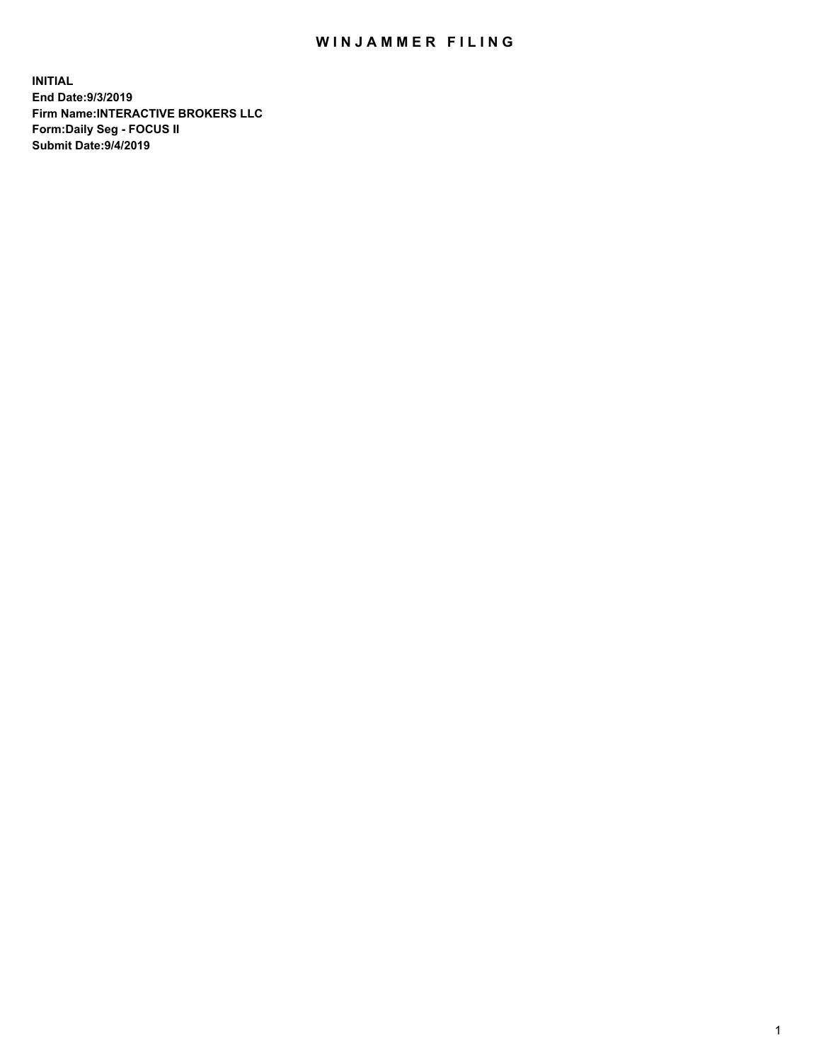# WINJAMMER FILING

**INITIAL**
**End Date:9/3/2019**
**Firm Name:INTERACTIVE BROKERS LLC**
**Form:Daily Seg - FOCUS II**
**Submit Date:9/4/2019**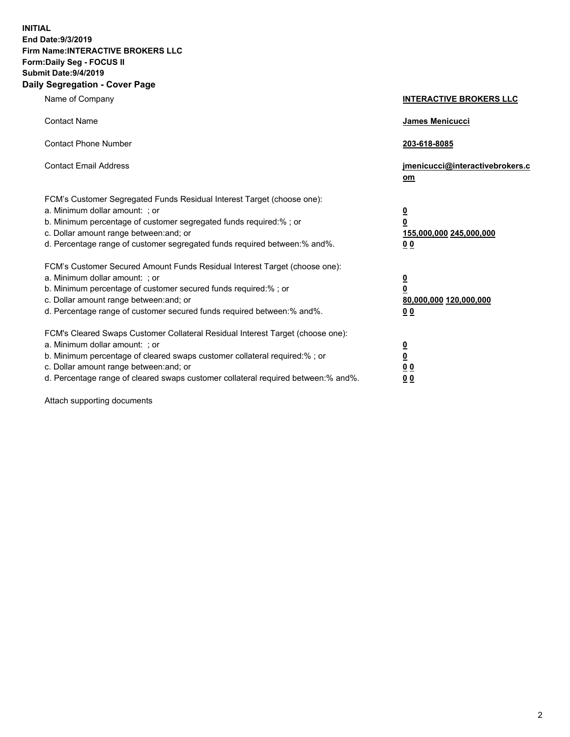**INITIAL**
**End Date:9/3/2019**
**Firm Name:INTERACTIVE BROKERS LLC**
**Form:Daily Seg - FOCUS II**
**Submit Date:9/4/2019**
**Daily Segregation - Cover Page**

| | |
|---|---|
| Name of Company | **INTERACTIVE BROKERS LLC** |
| Contact Name | **James Menicucci** |
| Contact Phone Number | **203-618-8085** |
| Contact Email Address | **jmenicucci@interactivebrokers.com** |
| FCM's Customer Segregated Funds Residual Interest Target (choose one): | |
| a. Minimum dollar amount: ; or | **0** |
| b. Minimum percentage of customer segregated funds required:% ; or | **0** |
| c. Dollar amount range between:and; or | **155,000,000 245,000,000** |
| d. Percentage range of customer segregated funds required between:% and%. | **0 0** |
| FCM's Customer Secured Amount Funds Residual Interest Target (choose one): | |
| a. Minimum dollar amount: ; or | **0** |
| b. Minimum percentage of customer secured funds required:% ; or | **0** |
| c. Dollar amount range between:and; or | **80,000,000 120,000,000** |
| d. Percentage range of customer secured funds required between:% and%. | **0 0** |
| FCM's Cleared Swaps Customer Collateral Residual Interest Target (choose one): | |
| a. Minimum dollar amount: ; or | **0** |
| b. Minimum percentage of cleared swaps customer collateral required:% ; or | **0** |
| c. Dollar amount range between:and; or | **0 0** |
| d. Percentage range of cleared swaps customer collateral required between:% and%. | **0 0** |

Attach supporting documents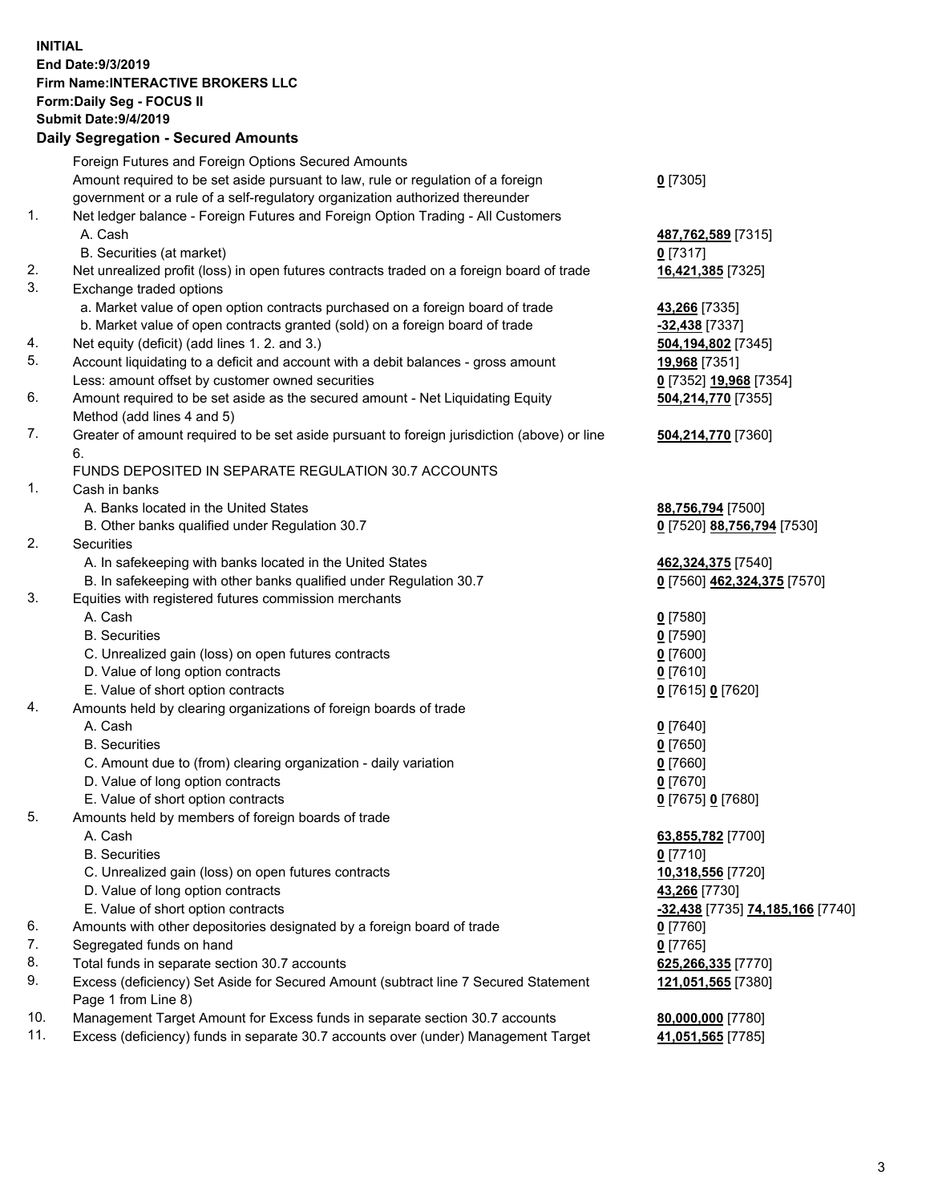**INITIAL**
**End Date:9/3/2019**
**Firm Name:INTERACTIVE BROKERS LLC**
**Form:Daily Seg - FOCUS II**
**Submit Date:9/4/2019**

## Daily Segregation - Secured Amounts

| | | |
|---|---|---|
| | Foreign Futures and Foreign Options Secured Amounts | |
| | Amount required to be set aside pursuant to law, rule or regulation of a foreign government or a rule of a self-regulatory organization authorized thereunder | **0** [7305] |
| 1. | Net ledger balance - Foreign Futures and Foreign Option Trading - All Customers | |
| | A. Cash | **487,762,589** [7315] |
| | B. Securities (at market) | **0** [7317] |
| 2. | Net unrealized profit (loss) in open futures contracts traded on a foreign board of trade | **16,421,385** [7325] |
| 3. | Exchange traded options | |
| | a. Market value of open option contracts purchased on a foreign board of trade | **43,266** [7335] |
| | b. Market value of open contracts granted (sold) on a foreign board of trade | **-32,438** [7337] |
| 4. | Net equity (deficit) (add lines 1. 2. and 3.) | **504,194,802** [7345] |
| 5. | Account liquidating to a deficit and account with a debit balances - gross amount | **19,968** [7351] |
| | Less: amount offset by customer owned securities | **0** [7352] **19,968** [7354] |
| 6. | Amount required to be set aside as the secured amount - Net Liquidating Equity Method (add lines 4 and 5) | **504,214,770** [7355] |
| 7. | Greater of amount required to be set aside pursuant to foreign jurisdiction (above) or line 6. | **504,214,770** [7360] |
| | FUNDS DEPOSITED IN SEPARATE REGULATION 30.7 ACCOUNTS | |
| 1. | Cash in banks | |
| | A. Banks located in the United States | **88,756,794** [7500] |
| | B. Other banks qualified under Regulation 30.7 | **0** [7520] **88,756,794** [7530] |
| 2. | Securities | |
| | A. In safekeeping with banks located in the United States | **462,324,375** [7540] |
| | B. In safekeeping with other banks qualified under Regulation 30.7 | **0** [7560] **462,324,375** [7570] |
| 3. | Equities with registered futures commission merchants | |
| | A. Cash | **0** [7580] |
| | B. Securities | **0** [7590] |
| | C. Unrealized gain (loss) on open futures contracts | **0** [7600] |
| | D. Value of long option contracts | **0** [7610] |
| | E. Value of short option contracts | **0** [7615] **0** [7620] |
| 4. | Amounts held by clearing organizations of foreign boards of trade | |
| | A. Cash | **0** [7640] |
| | B. Securities | **0** [7650] |
| | C. Amount due to (from) clearing organization - daily variation | **0** [7660] |
| | D. Value of long option contracts | **0** [7670] |
| | E. Value of short option contracts | **0** [7675] **0** [7680] |
| 5. | Amounts held by members of foreign boards of trade | |
| | A. Cash | **63,855,782** [7700] |
| | B. Securities | **0** [7710] |
| | C. Unrealized gain (loss) on open futures contracts | **10,318,556** [7720] |
| | D. Value of long option contracts | **43,266** [7730] |
| | E. Value of short option contracts | **-32,438** [7735] **74,185,166** [7740] |
| 6. | Amounts with other depositories designated by a foreign board of trade | **0** [7760] |
| 7. | Segregated funds on hand | **0** [7765] |
| 8. | Total funds in separate section 30.7 accounts | **625,266,335** [7770] |
| 9. | Excess (deficiency) Set Aside for Secured Amount (subtract line 7 Secured Statement Page 1 from Line 8) | **121,051,565** [7380] |
| 10. | Management Target Amount for Excess funds in separate section 30.7 accounts | **80,000,000** [7780] |
| 11. | Excess (deficiency) funds in separate 30.7 accounts over (under) Management Target | **41,051,565** [7785] |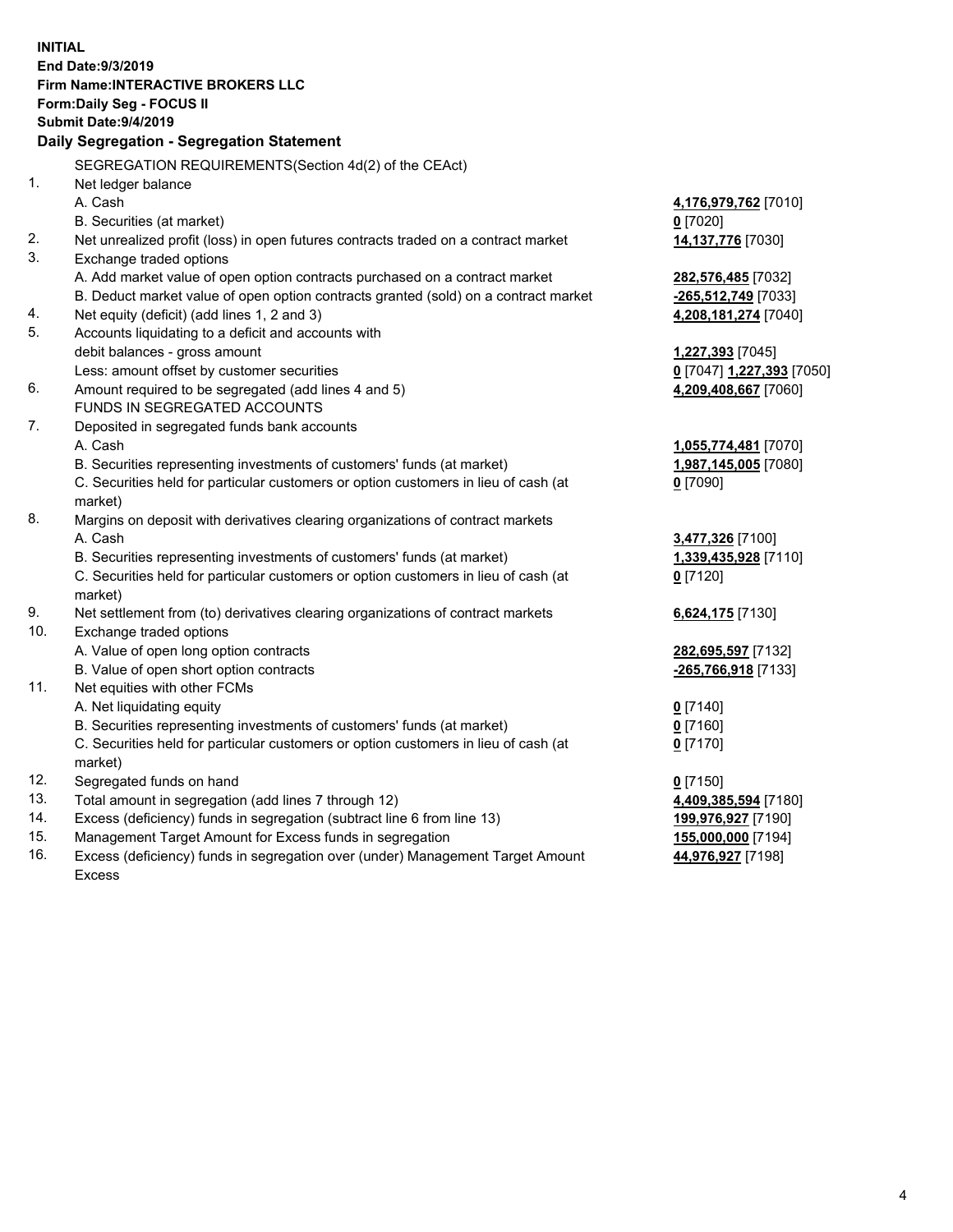**INITIAL**
**End Date:9/3/2019**
**Firm Name:INTERACTIVE BROKERS LLC**
**Form:Daily Seg - FOCUS II**
**Submit Date:9/4/2019**

## Daily Segregation - Segregation Statement

SEGREGATION REQUIREMENTS(Section 4d(2) of the CEAct)

| | | |
|---|---|---|
| 1. | Net ledger balance | |
| | A. Cash | **4,176,979,762** [7010] |
| | B. Securities (at market) | **0** [7020] |
| 2. | Net unrealized profit (loss) in open futures contracts traded on a contract market | **14,137,776** [7030] |
| 3. | Exchange traded options | |
| | A. Add market value of open option contracts purchased on a contract market | **282,576,485** [7032] |
| | B. Deduct market value of open option contracts granted (sold) on a contract market | **-265,512,749** [7033] |
| 4. | Net equity (deficit) (add lines 1, 2 and 3) | **4,208,181,274** [7040] |
| 5. | Accounts liquidating to a deficit and accounts with debit balances - gross amount | **1,227,393** [7045] |
| | Less: amount offset by customer securities | **0** [7047] **1,227,393** [7050] |
| 6. | Amount required to be segregated (add lines 4 and 5) | **4,209,408,667** [7060] |
| | FUNDS IN SEGREGATED ACCOUNTS | |
| 7. | Deposited in segregated funds bank accounts | |
| | A. Cash | **1,055,774,481** [7070] |
| | B. Securities representing investments of customers' funds (at market) | **1,987,145,005** [7080] |
| | C. Securities held for particular customers or option customers in lieu of cash (at market) | **0** [7090] |
| 8. | Margins on deposit with derivatives clearing organizations of contract markets | |
| | A. Cash | **3,477,326** [7100] |
| | B. Securities representing investments of customers' funds (at market) | **1,339,435,928** [7110] |
| | C. Securities held for particular customers or option customers in lieu of cash (at market) | **0** [7120] |
| 9. | Net settlement from (to) derivatives clearing organizations of contract markets | **6,624,175** [7130] |
| 10. | Exchange traded options | |
| | A. Value of open long option contracts | **282,695,597** [7132] |
| | B. Value of open short option contracts | **-265,766,918** [7133] |
| 11. | Net equities with other FCMs | |
| | A. Net liquidating equity | **0** [7140] |
| | B. Securities representing investments of customers' funds (at market) | **0** [7160] |
| | C. Securities held for particular customers or option customers in lieu of cash (at market) | **0** [7170] |
| 12. | Segregated funds on hand | **0** [7150] |
| 13. | Total amount in segregation (add lines 7 through 12) | **4,409,385,594** [7180] |
| 14. | Excess (deficiency) funds in segregation (subtract line 6 from line 13) | **199,976,927** [7190] |
| 15. | Management Target Amount for Excess funds in segregation | **155,000,000** [7194] |
| 16. | Excess (deficiency) funds in segregation over (under) Management Target Amount Excess | **44,976,927** [7198] |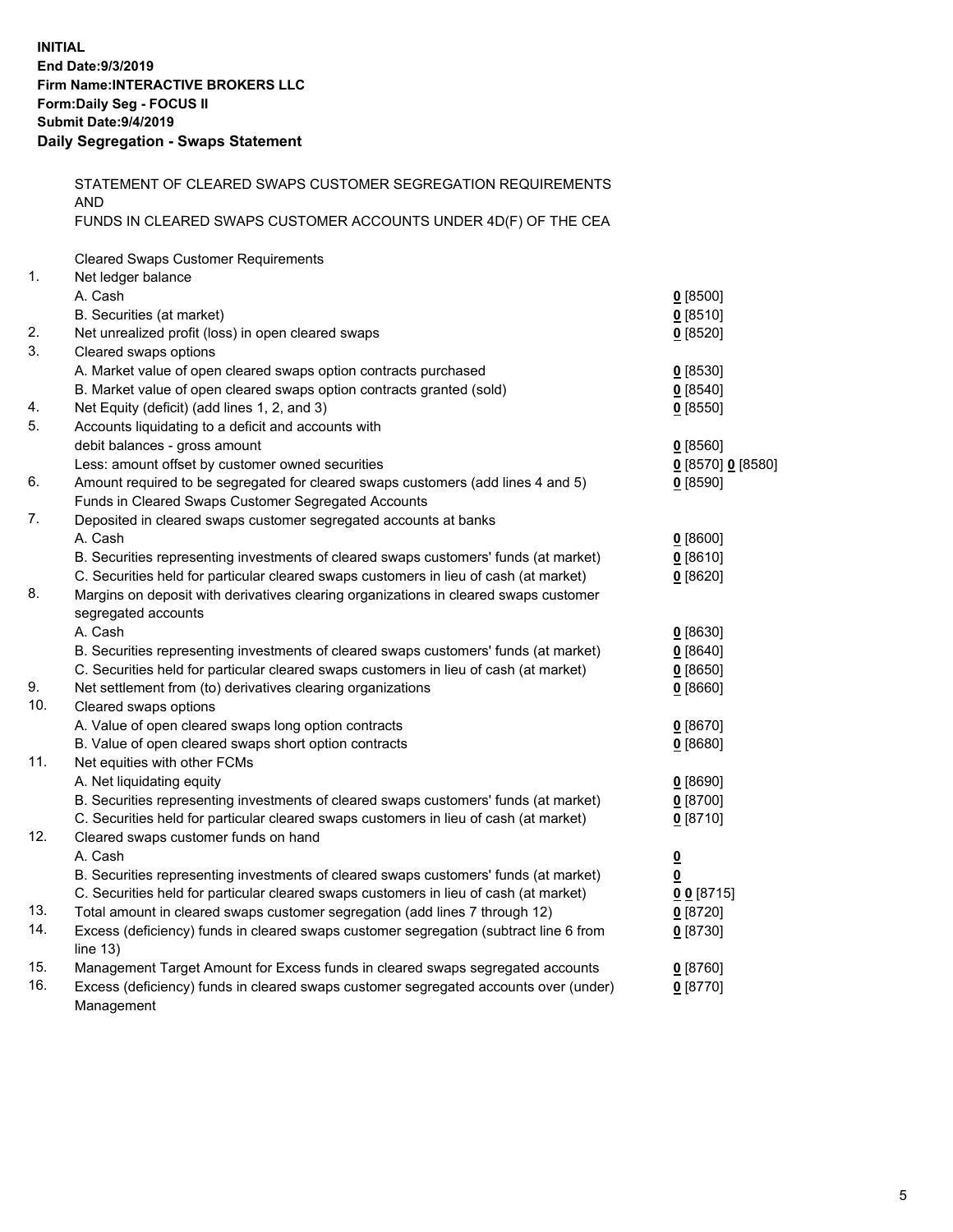**INITIAL**
**End Date:9/3/2019**
**Firm Name:INTERACTIVE BROKERS LLC**
**Form:Daily Seg - FOCUS II**
**Submit Date:9/4/2019**
**Daily Segregation - Swaps Statement**

STATEMENT OF CLEARED SWAPS CUSTOMER SEGREGATION REQUIREMENTS AND FUNDS IN CLEARED SWAPS CUSTOMER ACCOUNTS UNDER 4D(F) OF THE CEA

| | | |
|---|---|---|
| | Cleared Swaps Customer Requirements | |
| 1. | Net ledger balance | |
| | A. Cash | 0 [8500] |
| | B. Securities (at market) | 0 [8510] |
| 2. | Net unrealized profit (loss) in open cleared swaps | 0 [8520] |
| 3. | Cleared swaps options | |
| | A. Market value of open cleared swaps option contracts purchased | 0 [8530] |
| | B. Market value of open cleared swaps option contracts granted (sold) | 0 [8540] |
| 4. | Net Equity (deficit) (add lines 1, 2, and 3) | 0 [8550] |
| 5. | Accounts liquidating to a deficit and accounts with debit balances - gross amount | 0 [8560] |
| | Less: amount offset by customer owned securities | 0 [8570] 0 [8580] |
| 6. | Amount required to be segregated for cleared swaps customers (add lines 4 and 5) | 0 [8590] |
| | Funds in Cleared Swaps Customer Segregated Accounts | |
| 7. | Deposited in cleared swaps customer segregated accounts at banks | |
| | A. Cash | 0 [8600] |
| | B. Securities representing investments of cleared swaps customers' funds (at market) | 0 [8610] |
| | C. Securities held for particular cleared swaps customers in lieu of cash (at market) | 0 [8620] |
| 8. | Margins on deposit with derivatives clearing organizations in cleared swaps customer segregated accounts | |
| | A. Cash | 0 [8630] |
| | B. Securities representing investments of cleared swaps customers' funds (at market) | 0 [8640] |
| | C. Securities held for particular cleared swaps customers in lieu of cash (at market) | 0 [8650] |
| 9. | Net settlement from (to) derivatives clearing organizations | 0 [8660] |
| 10. | Cleared swaps options | |
| | A. Value of open cleared swaps long option contracts | 0 [8670] |
| | B. Value of open cleared swaps short option contracts | 0 [8680] |
| 11. | Net equities with other FCMs | |
| | A. Net liquidating equity | 0 [8690] |
| | B. Securities representing investments of cleared swaps customers' funds (at market) | 0 [8700] |
| | C. Securities held for particular cleared swaps customers in lieu of cash (at market) | 0 [8710] |
| 12. | Cleared swaps customer funds on hand | |
| | A. Cash | 0 |
| | B. Securities representing investments of cleared swaps customers' funds (at market) | 0 |
| | C. Securities held for particular cleared swaps customers in lieu of cash (at market) | 0 0 [8715] |
| 13. | Total amount in cleared swaps customer segregation (add lines 7 through 12) | 0 [8720] |
| 14. | Excess (deficiency) funds in cleared swaps customer segregation (subtract line 6 from line 13) | 0 [8730] |
| 15. | Management Target Amount for Excess funds in cleared swaps segregated accounts | 0 [8760] |
| 16. | Excess (deficiency) funds in cleared swaps customer segregated accounts over (under) Management | 0 [8770] |